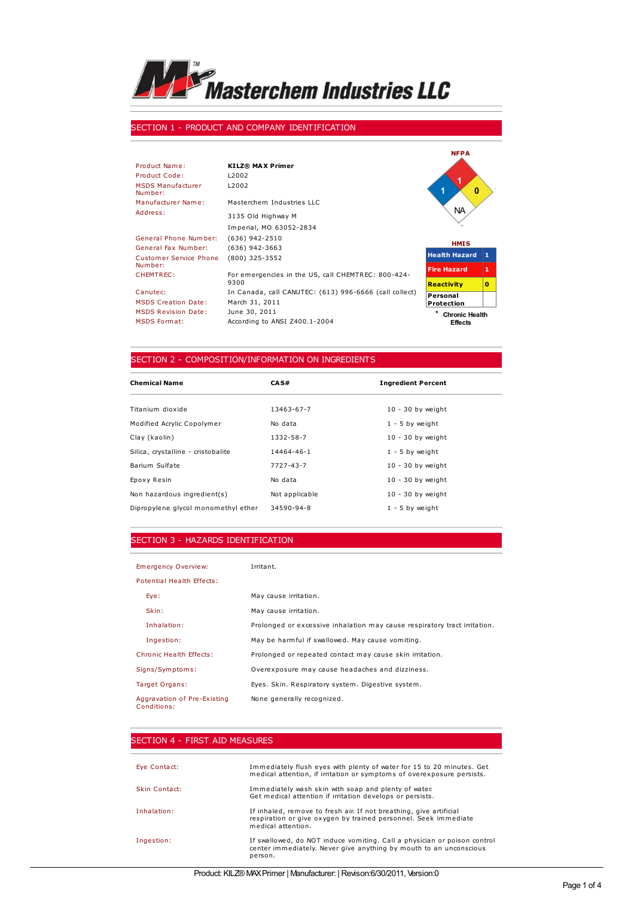# Masterchem Industries LLC

## SECTION 1 - PRODUCT AND COMPANY IDENTIFICATION

| | |
|---|---|
| Product Name: | **KILZ® MAX Primer** |
| Product Code: | L2002 |
| MSDS Manufacturer Number: | L2002 |
| Manufacturer Name: | Masterchem Industries LLC |
| Address: | 3135 Old Highway M<br>Imperial, MO 63052-2834 |
| General Phone Number: | (636) 942-2510 |
| General Fax Number: | (636) 942-3663 |
| Customer Service Phone Number: | (800) 325-3552 |
| CHEMTREC: | For emergencies in the US, call CHEMTREC: 800-424-9300 |
| Canutec: | In Canada, call CANUTEC: (613) 996-6666 (call collect) |
| MSDS Creation Date: | March 31, 2011 |
| MSDS Revision Date: | June 30, 2011 |
| MSDS Format: | According to ANSI Z400.1-2004 |

**NFPA**

Health: 1, Fire: 1, Reactivity: 0, Special: NA

**HMIS**

| | |
|---|---|
| Health Hazard | 1 |
| Fire Hazard | 1 |
| Reactivity | 0 |
| Personal Protection | |

\* Chronic Health Effects

## SECTION 2 - COMPOSITION/INFORMATION ON INGREDIENTS

| Chemical Name | CAS# | Ingredient Percent |
|---|---|---|
| Titanium dioxide | 13463-67-7 | 10 - 30 by weight |
| Modified Acrylic Copolymer | No data | 1 - 5 by weight |
| Clay (kaolin) | 1332-58-7 | 10 - 30 by weight |
| Silica, crystalline - cristobalite | 14464-46-1 | 1 - 5 by weight |
| Barium Sulfate | 7727-43-7 | 10 - 30 by weight |
| Epoxy Resin | No data | 10 - 30 by weight |
| Non hazardous ingredient(s) | Not applicable | 10 - 30 by weight |
| Dipropylene glycol monomethyl ether | 34590-94-8 | 1 - 5 by weight |

## SECTION 3 - HAZARDS IDENTIFICATION

| | |
|---|---|
| Emergency Overview: | Irritant. |
| Potential Health Effects: | |
| Eye: | May cause irritation. |
| Skin: | May cause irritation. |
| Inhalation: | Prolonged or excessive inhalation may cause respiratory tract irritation. |
| Ingestion: | May be harmful if swallowed. May cause vomiting. |
| Chronic Health Effects: | Prolonged or repeated contact may cause skin irritation. |
| Signs/Symptoms: | Overexposure may cause headaches and dizziness. |
| Target Organs: | Eyes. Skin. Respiratory system. Digestive system. |
| Aggravation of Pre-Existing Conditions: | None generally recognized. |

## SECTION 4 - FIRST AID MEASURES

| | |
|---|---|
| Eye Contact: | Immediately flush eyes with plenty of water for 15 to 20 minutes. Get medical attention, if irritation or symptoms of overexposure persists. |
| Skin Contact: | Immediately wash skin with soap and plenty of water. Get medical attention if irritation develops or persists. |
| Inhalation: | If inhaled, remove to fresh air. If not breathing, give artificial respiration or give oxygen by trained personnel. Seek immediate medical attention. |
| Ingestion: | If swallowed, do NOT induce vomiting. Call a physician or poison control center immediately. Never give anything by mouth to an unconscious person. |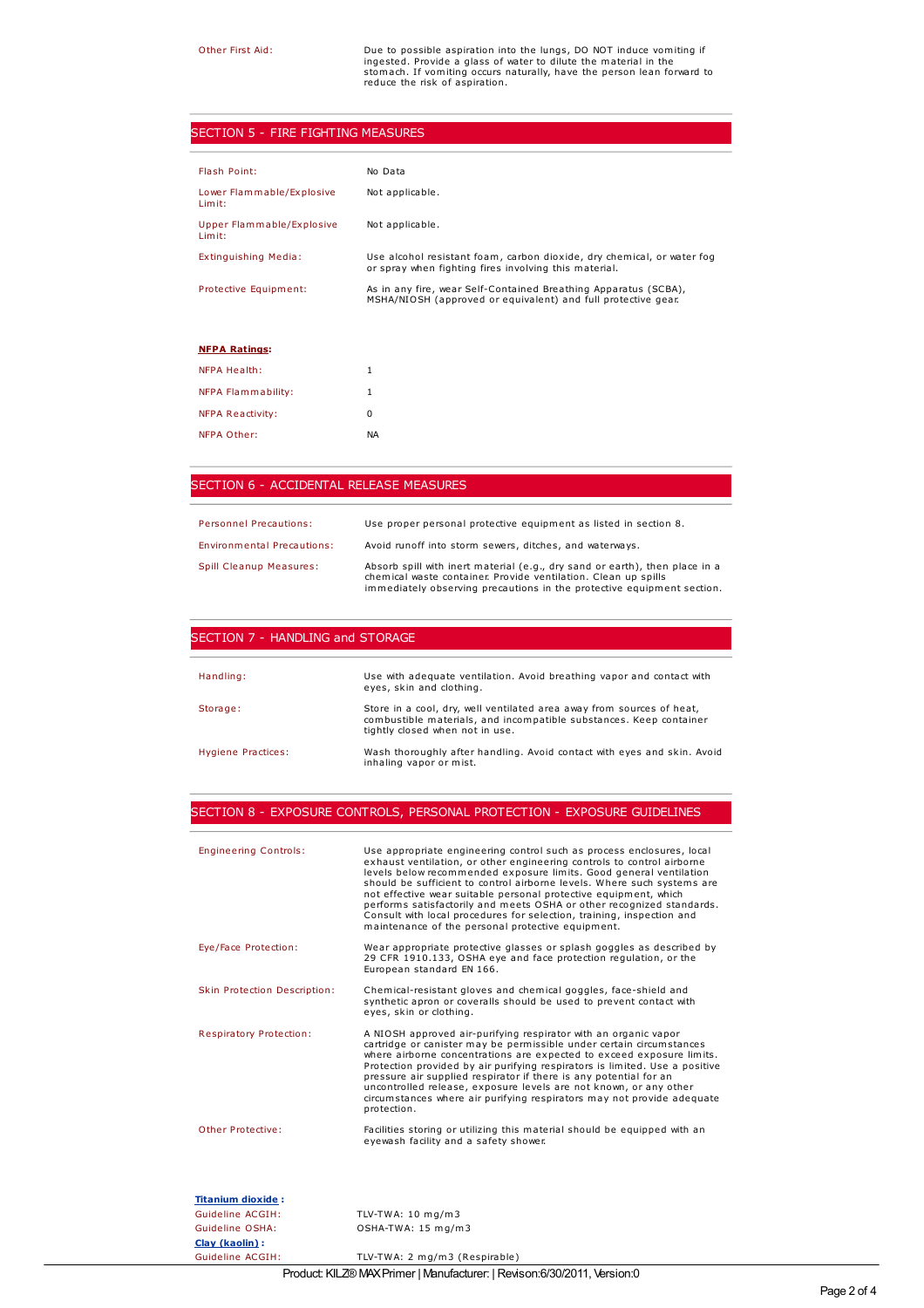| | |
|---|---|
| Other First Aid: | Due to possible aspiration into the lungs, DO NOT induce vomiting if ingested. Provide a glass of water to dilute the material in the stomach. If vomiting occurs naturally, have the person lean forward to reduce the risk of aspiration. |

## SECTION 5 - FIRE FIGHTING MEASURES

| | |
|---|---|
| Flash Point: | No Data |
| Lower Flammable/Explosive Limit: | Not applicable. |
| Upper Flammable/Explosive Limit: | Not applicable. |
| Extinguishing Media: | Use alcohol resistant foam, carbon dioxide, dry chemical, or water fog or spray when fighting fires involving this material. |
| Protective Equipment: | As in any fire, wear Self-Contained Breathing Apparatus (SCBA), MSHA/NIOSH (approved or equivalent) and full protective gear. |

**NFPA Ratings:**

| | |
|---|---|
| NFPA Health: | 1 |
| NFPA Flammability: | 1 |
| NFPA Reactivity: | 0 |
| NFPA Other: | NA |

## SECTION 6 - ACCIDENTAL RELEASE MEASURES

| | |
|---|---|
| Personnel Precautions: | Use proper personal protective equipment as listed in section 8. |
| Environmental Precautions: | Avoid runoff into storm sewers, ditches, and waterways. |
| Spill Cleanup Measures: | Absorb spill with inert material (e.g., dry sand or earth), then place in a chemical waste container. Provide ventilation. Clean up spills immediately observing precautions in the protective equipment section. |

## SECTION 7 - HANDLING and STORAGE

| | |
|---|---|
| Handling: | Use with adequate ventilation. Avoid breathing vapor and contact with eyes, skin and clothing. |
| Storage: | Store in a cool, dry, well ventilated area away from sources of heat, combustible materials, and incompatible substances. Keep container tightly closed when not in use. |
| Hygiene Practices: | Wash thoroughly after handling. Avoid contact with eyes and skin. Avoid inhaling vapor or mist. |

## SECTION 8 - EXPOSURE CONTROLS, PERSONAL PROTECTION - EXPOSURE GUIDELINES

| | |
|---|---|
| Engineering Controls: | Use appropriate engineering control such as process enclosures, local exhaust ventilation, or other engineering controls to control airborne levels below recommended exposure limits. Good general ventilation should be sufficient to control airborne levels. Where such systems are not effective wear suitable personal protective equipment, which performs satisfactorily and meets OSHA or other recognized standards. Consult with local procedures for selection, training, inspection and maintenance of the personal protective equipment. |
| Eye/Face Protection: | Wear appropriate protective glasses or splash goggles as described by 29 CFR 1910.133, OSHA eye and face protection regulation, or the European standard EN 166. |
| Skin Protection Description: | Chemical-resistant gloves and chemical goggles, face-shield and synthetic apron or coveralls should be used to prevent contact with eyes, skin or clothing. |
| Respiratory Protection: | A NIOSH approved air-purifying respirator with an organic vapor cartridge or canister may be permissible under certain circumstances where airborne concentrations are expected to exceed exposure limits. Protection provided by air purifying respirators is limited. Use a positive pressure air supplied respirator if there is any potential for an uncontrolled release, exposure levels are not known, or any other circumstances where air purifying respirators may not provide adequate protection. |
| Other Protective: | Facilities storing or utilizing this material should be equipped with an eyewash facility and a safety shower. |

**Titanium dioxide :**

| | |
|---|---|
| Guideline ACGIH: | TLV-TWA: 10 mg/m3 |
| Guideline OSHA: | OSHA-TWA: 15 mg/m3 |

**Clay (kaolin) :**

| | |
|---|---|
| Guideline ACGIH: | TLV-TWA: 2 mg/m3 (Respirable) |

Product: KILZ® MAX Primer | Manufacturer: | Revison:6/30/2011, Version:0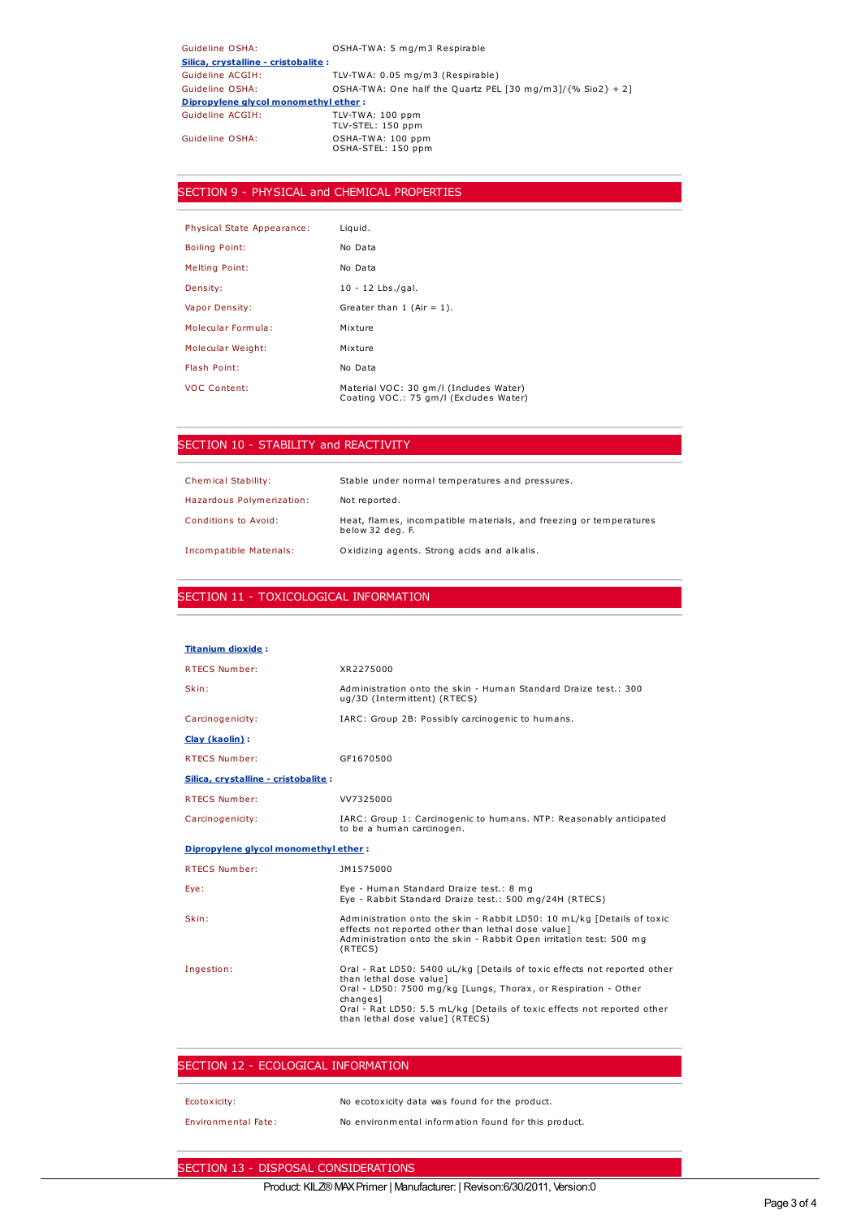| | |
|---|---|
| Guideline OSHA: | OSHA-TWA: 5 mg/m3 Respirable |

**Silica, crystalline - cristobalite :**

| | |
|---|---|
| Guideline ACGIH: | TLV-TWA: 0.05 mg/m3 (Respirable) |
| Guideline OSHA: | OSHA-TWA: One half the Quartz PEL [30 mg/m3]/{% Sio2} + 2] |

**Dipropylene glycol monomethyl ether :**

| | |
|---|---|
| Guideline ACGIH: | TLV-TWA: 100 ppm<br>TLV-STEL: 150 ppm |
| Guideline OSHA: | OSHA-TWA: 100 ppm<br>OSHA-STEL: 150 ppm |

## SECTION 9 - PHYSICAL and CHEMICAL PROPERTIES

| | |
|---|---|
| Physical State Appearance: | Liquid. |
| Boiling Point: | No Data |
| Melting Point: | No Data |
| Density: | 10 - 12 Lbs./gal. |
| Vapor Density: | Greater than 1 (Air = 1). |
| Molecular Formula: | Mixture |
| Molecular Weight: | Mixture |
| Flash Point: | No Data |
| VOC Content: | Material VOC: 30 gm/l (Includes Water)<br>Coating VOC.: 75 gm/l (Excludes Water) |

## SECTION 10 - STABILITY and REACTIVITY

| | |
|---|---|
| Chemical Stability: | Stable under normal temperatures and pressures. |
| Hazardous Polymerization: | Not reported. |
| Conditions to Avoid: | Heat, flames, incompatible materials, and freezing or temperatures below 32 deg. F. |
| Incompatible Materials: | Oxidizing agents. Strong acids and alkalis. |

## SECTION 11 - TOXICOLOGICAL INFORMATION

**Titanium dioxide :**

| | |
|---|---|
| RTECS Number: | XR2275000 |
| Skin: | Administration onto the skin - Human Standard Draize test.: 300 ug/3D (Intermittent) (RTECS) |
| Carcinogenicity: | IARC: Group 2B: Possibly carcinogenic to humans. |

**Clay (kaolin) :**

| | |
|---|---|
| RTECS Number: | GF1670500 |

**Silica, crystalline - cristobalite :**

| | |
|---|---|
| RTECS Number: | VV7325000 |
| Carcinogenicity: | IARC: Group 1: Carcinogenic to humans. NTP: Reasonably anticipated to be a human carcinogen. |

**Dipropylene glycol monomethyl ether :**

| | |
|---|---|
| RTECS Number: | JM1575000 |
| Eye: | Eye - Human Standard Draize test.: 8 mg<br>Eye - Rabbit Standard Draize test.: 500 mg/24H (RTECS) |
| Skin: | Administration onto the skin - Rabbit LD50: 10 mL/kg [Details of toxic effects not reported other than lethal dose value]<br>Administration onto the skin - Rabbit Open irritation test: 500 mg (RTECS) |
| Ingestion: | Oral - Rat LD50: 5400 uL/kg [Details of toxic effects not reported other than lethal dose value]<br>Oral - LD50: 7500 mg/kg [Lungs, Thorax, or Respiration - Other changes]<br>Oral - Rat LD50: 5.5 mL/kg [Details of toxic effects not reported other than lethal dose value] (RTECS) |

## SECTION 12 - ECOLOGICAL INFORMATION

| | |
|---|---|
| Ecotoxicity: | No ecotoxicity data was found for the product. |
| Environmental Fate: | No environmental information found for this product. |

## SECTION 13 - DISPOSAL CONSIDERATIONS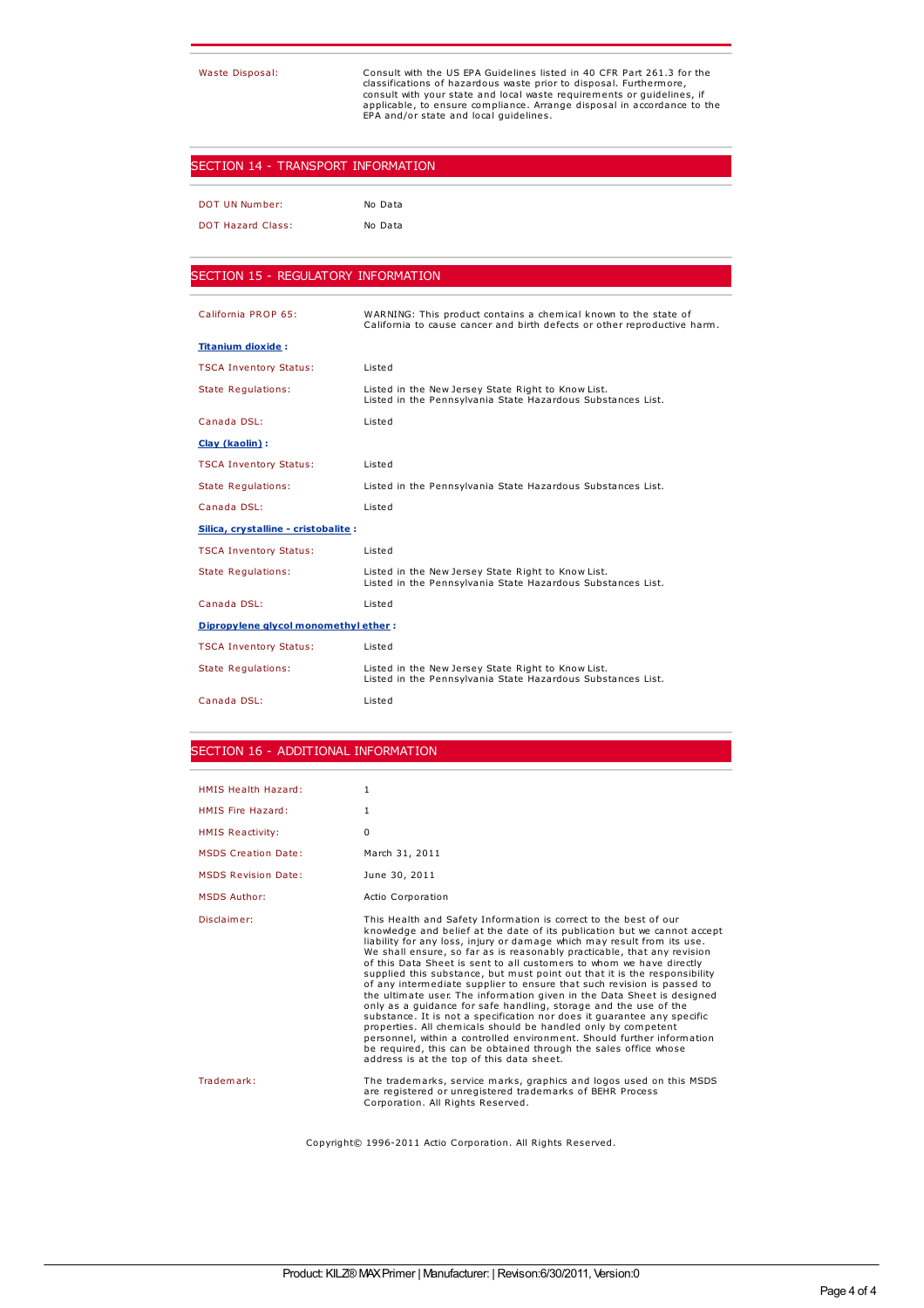| | |
|---|---|
| Waste Disposal: | Consult with the US EPA Guidelines listed in 40 CFR Part 261.3 for the classifications of hazardous waste prior to disposal. Furthermore, consult with your state and local waste requirements or guidelines, if applicable, to ensure compliance. Arrange disposal in accordance to the EPA and/or state and local guidelines. |

## SECTION 14 - TRANSPORT INFORMATION

| | |
|---|---|
| DOT UN Number: | No Data |
| DOT Hazard Class: | No Data |

## SECTION 15 - REGULATORY INFORMATION

| | |
|---|---|
| California PROP 65: | WARNING: This product contains a chemical known to the state of California to cause cancer and birth defects or other reproductive harm. |

**Titanium dioxide :**

| | |
|---|---|
| TSCA Inventory Status: | Listed |
| State Regulations: | Listed in the New Jersey State Right to Know List.<br>Listed in the Pennsylvania State Hazardous Substances List. |
| Canada DSL: | Listed |

**Clay (kaolin) :**

| | |
|---|---|
| TSCA Inventory Status: | Listed |
| State Regulations: | Listed in the Pennsylvania State Hazardous Substances List. |
| Canada DSL: | Listed |

**Silica, crystalline - cristobalite :**

| | |
|---|---|
| TSCA Inventory Status: | Listed |
| State Regulations: | Listed in the New Jersey State Right to Know List.<br>Listed in the Pennsylvania State Hazardous Substances List. |
| Canada DSL: | Listed |

**Dipropylene glycol monomethyl ether :**

| | |
|---|---|
| TSCA Inventory Status: | Listed |
| State Regulations: | Listed in the New Jersey State Right to Know List.<br>Listed in the Pennsylvania State Hazardous Substances List. |
| Canada DSL: | Listed |

## SECTION 16 - ADDITIONAL INFORMATION

| | |
|---|---|
| HMIS Health Hazard: | 1 |
| HMIS Fire Hazard: | 1 |
| HMIS Reactivity: | 0 |
| MSDS Creation Date: | March 31, 2011 |
| MSDS Revision Date: | June 30, 2011 |
| MSDS Author: | Actio Corporation |
| Disclaimer: | This Health and Safety Information is correct to the best of our knowledge and belief at the date of its publication but we cannot accept liability for any loss, injury or damage which may result from its use. We shall ensure, so far as is reasonably practicable, that any revision of this Data Sheet is sent to all customers to whom we have directly supplied this substance, but must point out that it is the responsibility of any intermediate supplier to ensure that such revision is passed to the ultimate user. The information given in the Data Sheet is designed only as a guidance for safe handling, storage and the use of the substance. It is not a specification nor does it guarantee any specific properties. All chemicals should be handled only by competent personnel, within a controlled environment. Should further information be required, this can be obtained through the sales office whose address is at the top of this data sheet. |
| Trademark: | The trademarks, service marks, graphics and logos used on this MSDS are registered or unregistered trademarks of BEHR Process Corporation. All Rights Reserved. |

Copyright© 1996-2011 Actio Corporation. All Rights Reserved.